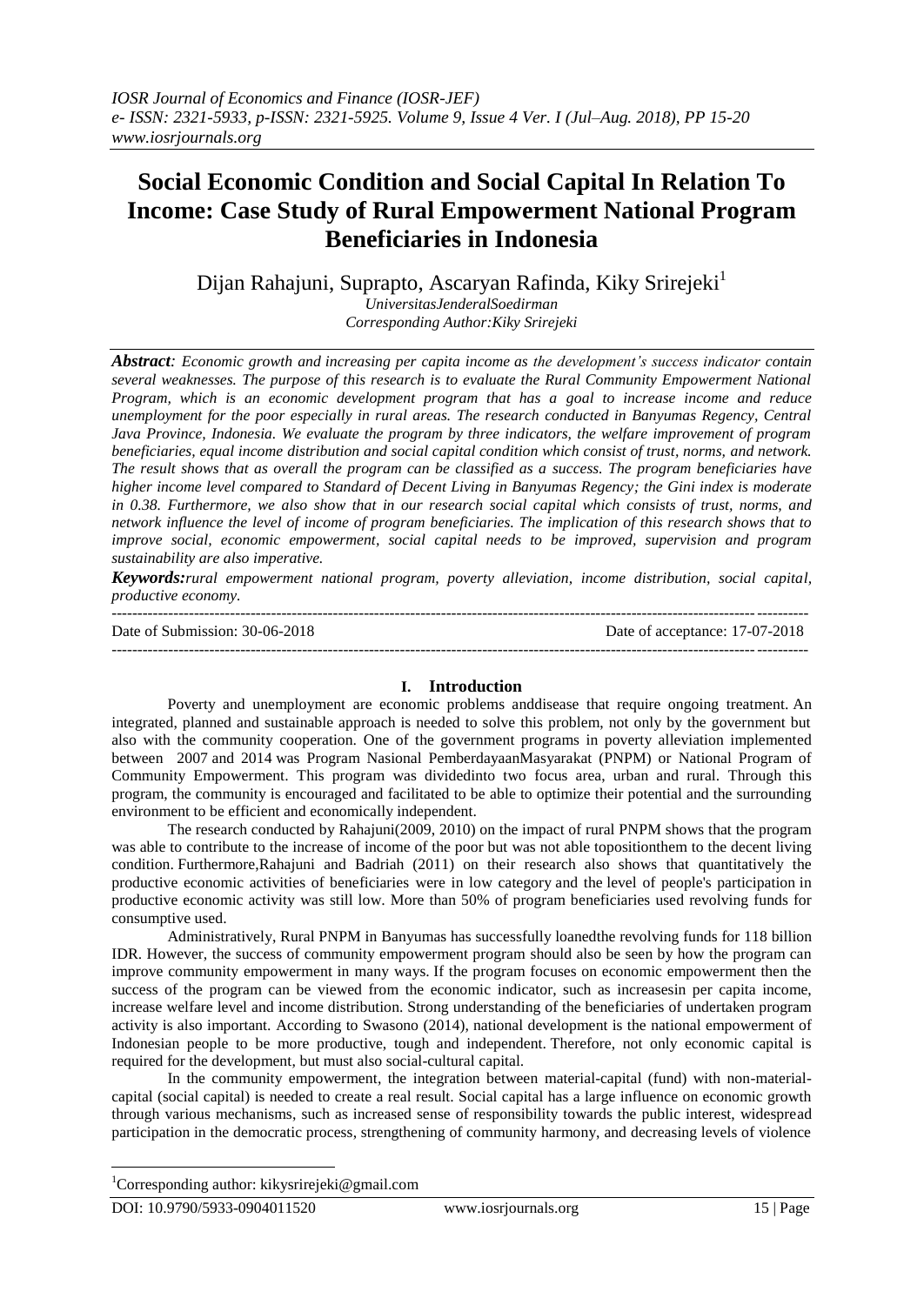# Social Economic Condition and Social Capital In Relation To Income: Case Study of Rural Empowerment National Program Beneficiaries in Indonesia

Dijan Rahajuni, Suprapto, Ascaryan Rafinda, Kiky Srirejeki[1]

*UniversitasJenderalSoedirman*
*Corresponding Author:Kiky Srirejeki*

***Abstract****: Economic growth and increasing per capita income as the development's success indicator contain several weaknesses. The purpose of this research is to evaluate the Rural Community Empowerment National Program, which is an economic development program that has a goal to increase income and reduce unemployment for the poor especially in rural areas. The research conducted in Banyumas Regency, Central Java Province, Indonesia. We evaluate the program by three indicators, the welfare improvement of program beneficiaries, equal income distribution and social capital condition which consist of trust, norms, and network. The result shows that as overall the program can be classified as a success. The program beneficiaries have higher income level compared to Standard of Decent Living in Banyumas Regency; the Gini index is moderate in 0.38. Furthermore, we also show that in our research social capital which consists of trust, norms, and network influence the level of income of program beneficiaries. The implication of this research shows that to improve social, economic empowerment, social capital needs to be improved, supervision and program sustainability are also imperative.*

***Keywords:****rural empowerment national program, poverty alleviation, income distribution, social capital, productive economy.*

Date of Submission: 30-06-2018 Date of acceptance: 17-07-2018

## I. Introduction

Poverty and unemployment are economic problems anddisease that require ongoing treatment. An integrated, planned and sustainable approach is needed to solve this problem, not only by the government but also with the community cooperation. One of the government programs in poverty alleviation implemented between 2007 and 2014 was Program Nasional PemberdayaanMasyarakat (PNPM) or National Program of Community Empowerment. This program was dividedinto two focus area, urban and rural. Through this program, the community is encouraged and facilitated to be able to optimize their potential and the surrounding environment to be efficient and economically independent.

The research conducted by Rahajuni(2009, 2010) on the impact of rural PNPM shows that the program was able to contribute to the increase of income of the poor but was not able topositionthem to the decent living condition. Furthermore,Rahajuni and Badriah (2011) on their research also shows that quantitatively the productive economic activities of beneficiaries were in low category and the level of people's participation in productive economic activity was still low. More than 50% of program beneficiaries used revolving funds for consumptive used.

Administratively, Rural PNPM in Banyumas has successfully loanedthe revolving funds for 118 billion IDR. However, the success of community empowerment program should also be seen by how the program can improve community empowerment in many ways. If the program focuses on economic empowerment then the success of the program can be viewed from the economic indicator, such as increasesin per capita income, increase welfare level and income distribution. Strong understanding of the beneficiaries of undertaken program activity is also important. According to Swasono (2014), national development is the national empowerment of Indonesian people to be more productive, tough and independent. Therefore, not only economic capital is required for the development, but must also social-cultural capital.

In the community empowerment, the integration between material-capital (fund) with non-material-capital (social capital) is needed to create a real result. Social capital has a large influence on economic growth through various mechanisms, such as increased sense of responsibility towards the public interest, widespread participation in the democratic process, strengthening of community harmony, and decreasing levels of violence

[1]Corresponding author: kikysrirejeki@gmail.com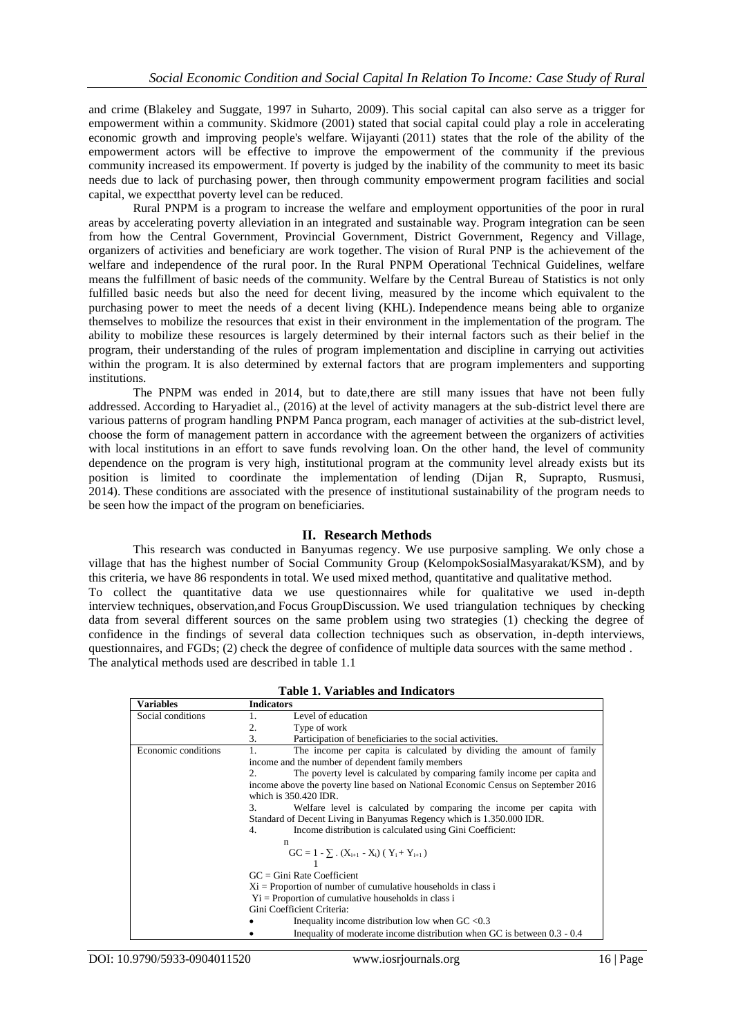and crime (Blakeley and Suggate, 1997 in Suharto, 2009). This social capital can also serve as a trigger for empowerment within a community. Skidmore (2001) stated that social capital could play a role in accelerating economic growth and improving people's welfare. Wijayanti (2011) states that the role of the ability of the empowerment actors will be effective to improve the empowerment of the community if the previous community increased its empowerment. If poverty is judged by the inability of the community to meet its basic needs due to lack of purchasing power, then through community empowerment program facilities and social capital, we expectthat poverty level can be reduced.

Rural PNPM is a program to increase the welfare and employment opportunities of the poor in rural areas by accelerating poverty alleviation in an integrated and sustainable way. Program integration can be seen from how the Central Government, Provincial Government, District Government, Regency and Village, organizers of activities and beneficiary are work together. The vision of Rural PNP is the achievement of the welfare and independence of the rural poor. In the Rural PNPM Operational Technical Guidelines, welfare means the fulfillment of basic needs of the community. Welfare by the Central Bureau of Statistics is not only fulfilled basic needs but also the need for decent living, measured by the income which equivalent to the purchasing power to meet the needs of a decent living (KHL). Independence means being able to organize themselves to mobilize the resources that exist in their environment in the implementation of the program. The ability to mobilize these resources is largely determined by their internal factors such as their belief in the program, their understanding of the rules of program implementation and discipline in carrying out activities within the program. It is also determined by external factors that are program implementers and supporting institutions.

The PNPM was ended in 2014, but to date,there are still many issues that have not been fully addressed. According to Haryadiet al., (2016) at the level of activity managers at the sub-district level there are various patterns of program handling PNPM Panca program, each manager of activities at the sub-district level, choose the form of management pattern in accordance with the agreement between the organizers of activities with local institutions in an effort to save funds revolving loan. On the other hand, the level of community dependence on the program is very high, institutional program at the community level already exists but its position is limited to coordinate the implementation of lending (Dijan R, Suprapto, Rusmusi, 2014). These conditions are associated with the presence of institutional sustainability of the program needs to be seen how the impact of the program on beneficiaries.

## II. Research Methods

This research was conducted in Banyumas regency. We use purposive sampling. We only chose a village that has the highest number of Social Community Group (KelompokSosialMasyarakat/KSM), and by this criteria, we have 86 respondents in total. We used mixed method, quantitative and qualitative method.

To collect the quantitative data we use questionnaires while for qualitative we used in-depth interview techniques, observation,and Focus GroupDiscussion. We used triangulation techniques by checking data from several different sources on the same problem using two strategies (1) checking the degree of confidence in the findings of several data collection techniques such as observation, in-depth interviews, questionnaires, and FGDs; (2) check the degree of confidence of multiple data sources with the same method .
The analytical methods used are described in table 1.1

**Table 1. Variables and Indicators**

| Variables | Indicators |
|---|---|
| Social conditions | 1. Level of education<br>2. Type of work<br>3. Participation of beneficiaries to the social activities. |
| Economic conditions | 1. The income per capita is calculated by dividing the amount of family income and the number of dependent family members<br>2. The poverty level is calculated by comparing family income per capita and income above the poverty line based on National Economic Census on September 2016 which is 350.420 IDR.<br>3. Welfare level is calculated by comparing the income per capita with Standard of Decent Living in Banyumas Regency which is 1.350.000 IDR.<br>4. Income distribution is calculated using Gini Coefficient:<br>$GC = 1 - \sum_{1}^{n} (X_{i+1} - X_i)(Y_i + Y_{i+1})$<br>GC = Gini Rate Coefficient<br>Xi = Proportion of number of cumulative households in class i<br>Yi = Proportion of cumulative households in class i<br>Gini Coefficient Criteria:<br>• Inequality income distribution low when GC <0.3<br>• Inequality of moderate income distribution when GC is between 0.3 - 0.4 |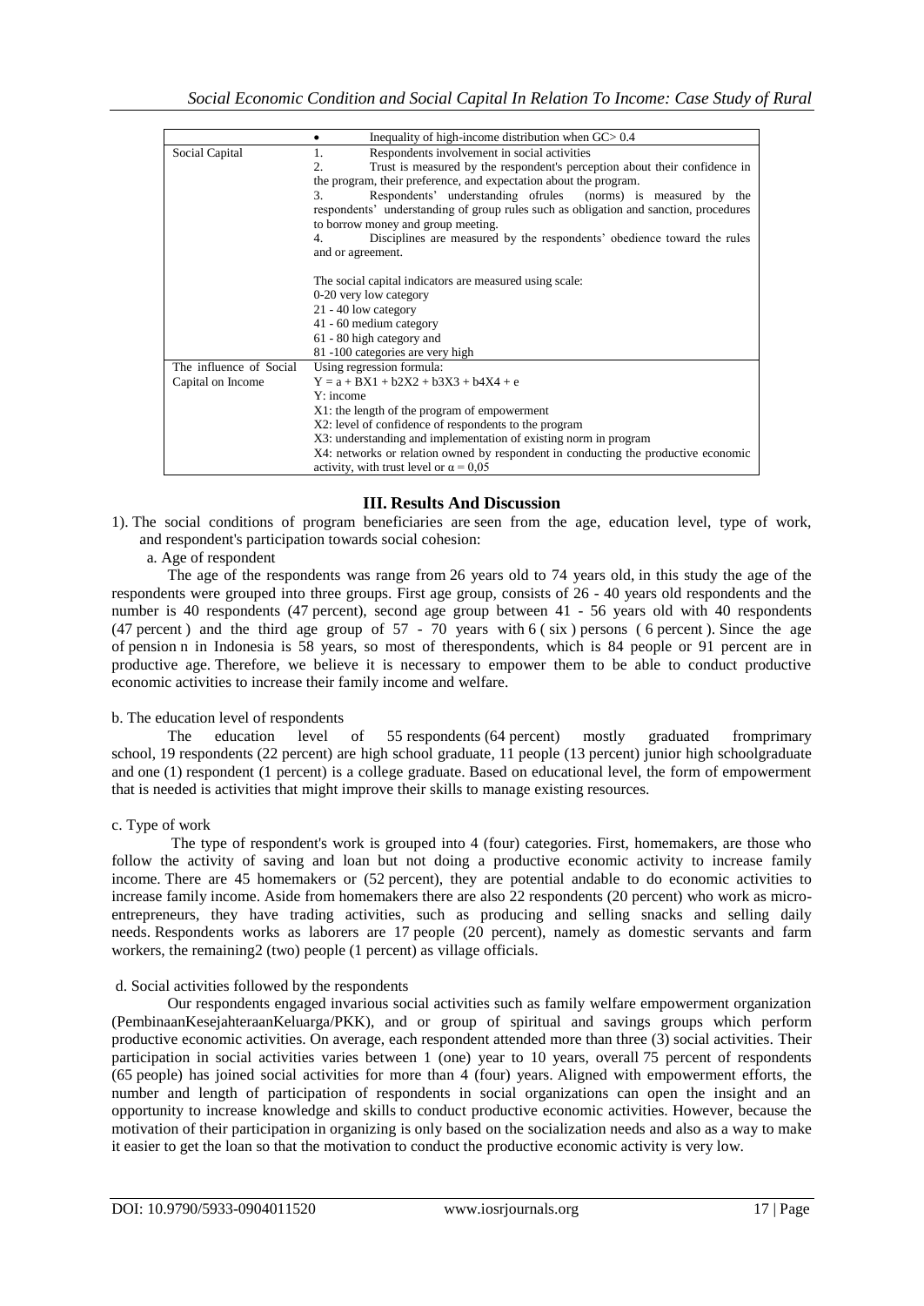| | |
|---|---|
| | • Inequality of high-income distribution when GC> 0.4 |
| Social Capital | 1. Respondents involvement in social activities<br>2. Trust is measured by the respondent's perception about their confidence in the program, their preference, and expectation about the program.<br>3. Respondents' understanding ofrules (norms) is measured by the respondents' understanding of group rules such as obligation and sanction, procedures to borrow money and group meeting.<br>4. Disciplines are measured by the respondents' obedience toward the rules and or agreement.<br><br>The social capital indicators are measured using scale:<br>0-20 very low category<br>21 - 40 low category<br>41 - 60 medium category<br>61 - 80 high category and<br>81 -100 categories are very high |
| The influence of Social Capital on Income | Using regression formula:<br>$Y = a + BX1 + b2X2 + b3X3 + b4X4 + e$<br>Y: income<br>X1: the length of the program of empowerment<br>X2: level of confidence of respondents to the program<br>X3: understanding and implementation of existing norm in program<br>X4: networks or relation owned by respondent in conducting the productive economic activity, with trust level or $\alpha = 0{,}05$ |

## III. Results And Discussion

1). The social conditions of program beneficiaries are seen from the age, education level, type of work, and respondent's participation towards social cohesion:

a. Age of respondent

The age of the respondents was range from 26 years old to 74 years old, in this study the age of the respondents were grouped into three groups. First age group, consists of 26 - 40 years old respondents and the number is 40 respondents (47 percent), second age group between 41 - 56 years old with 40 respondents (47 percent ) and the third age group of 57 - 70 years with 6 ( six ) persons ( 6 percent ). Since the age of pension n in Indonesia is 58 years, so most of therespondents, which is 84 people or 91 percent are in productive age. Therefore, we believe it is necessary to empower them to be able to conduct productive economic activities to increase their family income and welfare.

b. The education level of respondents

The education level of 55 respondents (64 percent) mostly graduated fromprimary school, 19 respondents (22 percent) are high school graduate, 11 people (13 percent) junior high schoolgraduate and one (1) respondent (1 percent) is a college graduate. Based on educational level, the form of empowerment that is needed is activities that might improve their skills to manage existing resources.

c. Type of work

The type of respondent's work is grouped into 4 (four) categories. First, homemakers, are those who follow the activity of saving and loan but not doing a productive economic activity to increase family income. There are 45 homemakers or (52 percent), they are potential andable to do economic activities to increase family income. Aside from homemakers there are also 22 respondents (20 percent) who work as micro-entrepreneurs, they have trading activities, such as producing and selling snacks and selling daily needs. Respondents works as laborers are 17 people (20 percent), namely as domestic servants and farm workers, the remaining2 (two) people (1 percent) as village officials.

d. Social activities followed by the respondents

Our respondents engaged invarious social activities such as family welfare empowerment organization (PembinaanKesejahteraanKeluarga/PKK), and or group of spiritual and savings groups which perform productive economic activities. On average, each respondent attended more than three (3) social activities. Their participation in social activities varies between 1 (one) year to 10 years, overall 75 percent of respondents (65 people) has joined social activities for more than 4 (four) years. Aligned with empowerment efforts, the number and length of participation of respondents in social organizations can open the insight and an opportunity to increase knowledge and skills to conduct productive economic activities. However, because the motivation of their participation in organizing is only based on the socialization needs and also as a way to make it easier to get the loan so that the motivation to conduct the productive economic activity is very low.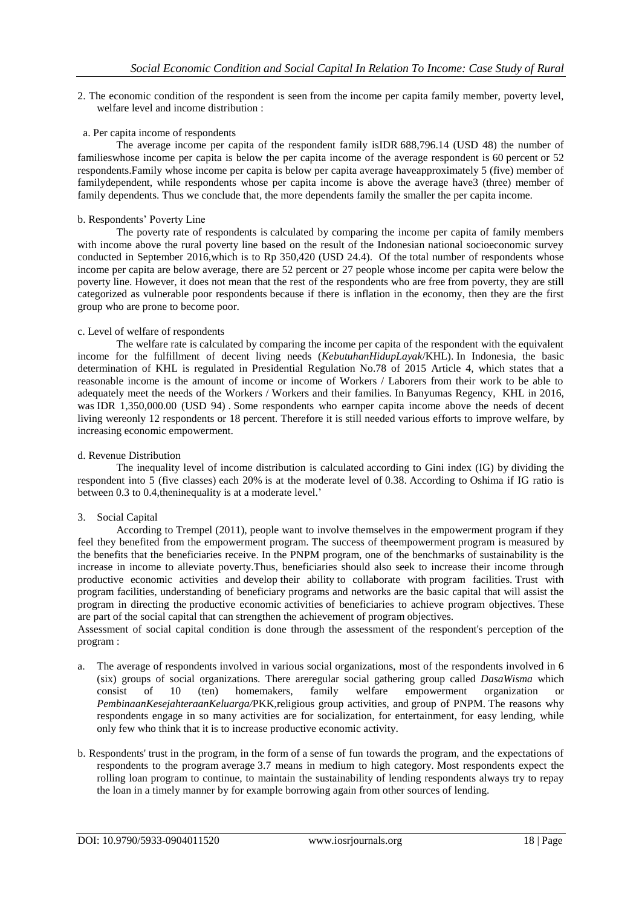2. The economic condition of the respondent is seen from the income per capita family member, poverty level, welfare level and income distribution :

a. Per capita income of respondents

The average income per capita of the respondent family isIDR 688,796.14 (USD 48) the number of familieswhose income per capita is below the per capita income of the average respondent is 60 percent or 52 respondents.Family whose income per capita is below per capita average haveapproximately 5 (five) member of familydependent, while respondents whose per capita income is above the average have3 (three) member of family dependents. Thus we conclude that, the more dependents family the smaller the per capita income.

b. Respondents' Poverty Line

The poverty rate of respondents is calculated by comparing the income per capita of family members with income above the rural poverty line based on the result of the Indonesian national socioeconomic survey conducted in September 2016,which is to Rp 350,420 (USD 24.4). Of the total number of respondents whose income per capita are below average, there are 52 percent or 27 people whose income per capita were below the poverty line. However, it does not mean that the rest of the respondents who are free from poverty, they are still categorized as vulnerable poor respondents because if there is inflation in the economy, then they are the first group who are prone to become poor.

c. Level of welfare of respondents

The welfare rate is calculated by comparing the income per capita of the respondent with the equivalent income for the fulfillment of decent living needs (*KebutuhanHidupLayak*/KHL). In Indonesia, the basic determination of KHL is regulated in Presidential Regulation No.78 of 2015 Article 4, which states that a reasonable income is the amount of income or income of Workers / Laborers from their work to be able to adequately meet the needs of the Workers / Workers and their families. In Banyumas Regency, KHL in 2016, was IDR 1,350,000.00 (USD 94) . Some respondents who earnper capita income above the needs of decent living wereonly 12 respondents or 18 percent. Therefore it is still needed various efforts to improve welfare, by increasing economic empowerment.

d. Revenue Distribution

The inequality level of income distribution is calculated according to Gini index (IG) by dividing the respondent into 5 (five classes) each 20% is at the moderate level of 0.38. According to Oshima if IG ratio is between 0.3 to 0.4,theninequality is at a moderate level.'

3. Social Capital

According to Trempel (2011), people want to involve themselves in the empowerment program if they feel they benefited from the empowerment program. The success of theempowerment program is measured by the benefits that the beneficiaries receive. In the PNPM program, one of the benchmarks of sustainability is the increase in income to alleviate poverty.Thus, beneficiaries should also seek to increase their income through productive economic activities and develop their ability to collaborate with program facilities. Trust with program facilities, understanding of beneficiary programs and networks are the basic capital that will assist the program in directing the productive economic activities of beneficiaries to achieve program objectives. These are part of the social capital that can strengthen the achievement of program objectives.

Assessment of social capital condition is done through the assessment of the respondent's perception of the program :

a. The average of respondents involved in various social organizations, most of the respondents involved in 6 (six) groups of social organizations. There areregular social gathering group called *DasaWisma* which consist of 10 (ten) homemakers, family welfare empowerment organization or *PembinaanKesejahteraanKeluarga/*PKK,religious group activities, and group of PNPM. The reasons why respondents engage in so many activities are for socialization, for entertainment, for easy lending, while only few who think that it is to increase productive economic activity.

b. Respondents' trust in the program, in the form of a sense of fun towards the program, and the expectations of respondents to the program average 3.7 means in medium to high category. Most respondents expect the rolling loan program to continue, to maintain the sustainability of lending respondents always try to repay the loan in a timely manner by for example borrowing again from other sources of lending.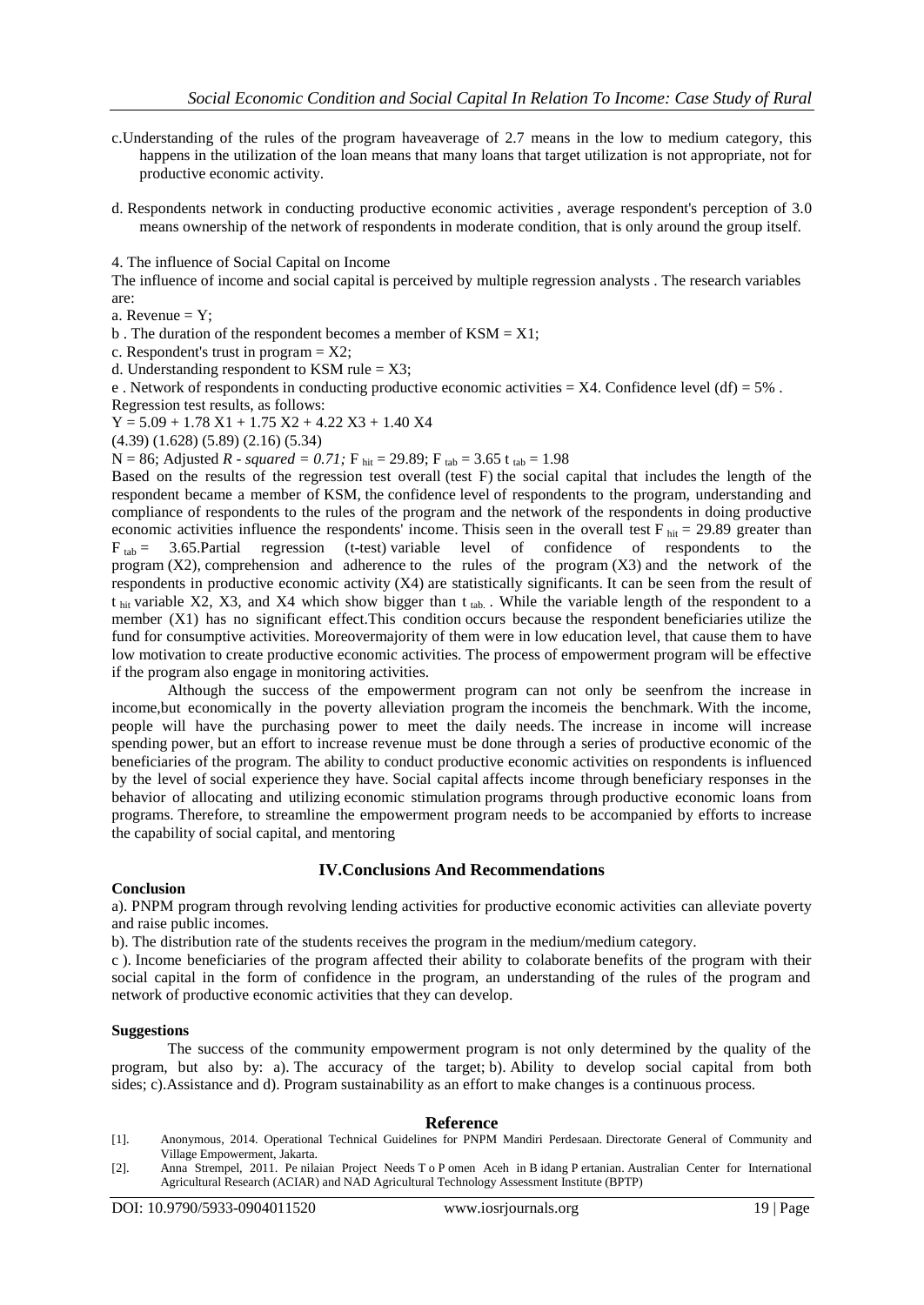c.Understanding of the rules of the program haveaverage of 2.7 means in the low to medium category, this happens in the utilization of the loan means that many loans that target utilization is not appropriate, not for productive economic activity.

d. Respondents network in conducting productive economic activities , average respondent's perception of 3.0 means ownership of the network of respondents in moderate condition, that is only around the group itself.

4. The influence of Social Capital on Income

The influence of income and social capital is perceived by multiple regression analysts . The research variables are:

a. Revenue = Y;

b . The duration of the respondent becomes a member of KSM = X1;

c. Respondent's trust in program = X2;

d. Understanding respondent to KSM rule = X3;

e . Network of respondents in conducting productive economic activities = X4. Confidence level (df) = 5% .

Regression test results, as follows:

$Y = 5.09 + 1.78\ X1 + 1.75\ X2 + 4.22\ X3 + 1.40\ X4$

(4.39) (1.628) (5.89) (2.16) (5.34)

N = 86; Adjusted *R - squared = 0.71;* $F_{hit} = 29.89$; $F_{tab} = 3.65$ $t_{tab} = 1.98$

Based on the results of the regression test overall (test F) the social capital that includes the length of the respondent became a member of KSM, the confidence level of respondents to the program, understanding and compliance of respondents to the rules of the program and the network of the respondents in doing productive economic activities influence the respondents' income. Thisis seen in the overall test $F_{hit} = 29.89$ greater than $F_{tab} = 3.65$.Partial regression (t-test) variable level of confidence of respondents to the program (X2), comprehension and adherence to the rules of the program (X3) and the network of the respondents in productive economic activity (X4) are statistically significants. It can be seen from the result of $t_{hit}$ variable X2, X3, and X4 which show bigger than $t_{tab.}$. While the variable length of the respondent to a member (X1) has no significant effect.This condition occurs because the respondent beneficiaries utilize the fund for consumptive activities. Moreovermajority of them were in low education level, that cause them to have low motivation to create productive economic activities. The process of empowerment program will be effective if the program also engage in monitoring activities.

Although the success of the empowerment program can not only be seenfrom the increase in income,but economically in the poverty alleviation program the incomeis the benchmark. With the income, people will have the purchasing power to meet the daily needs. The increase in income will increase spending power, but an effort to increase revenue must be done through a series of productive economic of the beneficiaries of the program. The ability to conduct productive economic activities on respondents is influenced by the level of social experience they have. Social capital affects income through beneficiary responses in the behavior of allocating and utilizing economic stimulation programs through productive economic loans from programs. Therefore, to streamline the empowerment program needs to be accompanied by efforts to increase the capability of social capital, and mentoring

## IV.Conclusions And Recommendations

**Conclusion**

a). PNPM program through revolving lending activities for productive economic activities can alleviate poverty and raise public incomes.

b). The distribution rate of the students receives the program in the medium/medium category.

c ). Income beneficiaries of the program affected their ability to colaborate benefits of the program with their social capital in the form of confidence in the program, an understanding of the rules of the program and network of productive economic activities that they can develop.

**Suggestions**

The success of the community empowerment program is not only determined by the quality of the program, but also by: a). The accuracy of the target; b). Ability to develop social capital from both sides; c).Assistance and d). Program sustainability as an effort to make changes is a continuous process.

## Reference

[1]. Anonymous, 2014. Operational Technical Guidelines for PNPM Mandiri Perdesaan. Directorate General of Community and Village Empowerment, Jakarta.

[2]. Anna Strempel, 2011. Pe nilaian Project Needs T o P omen Aceh in B idang P ertanian. Australian Center for International Agricultural Research (ACIAR) and NAD Agricultural Technology Assessment Institute (BPTP)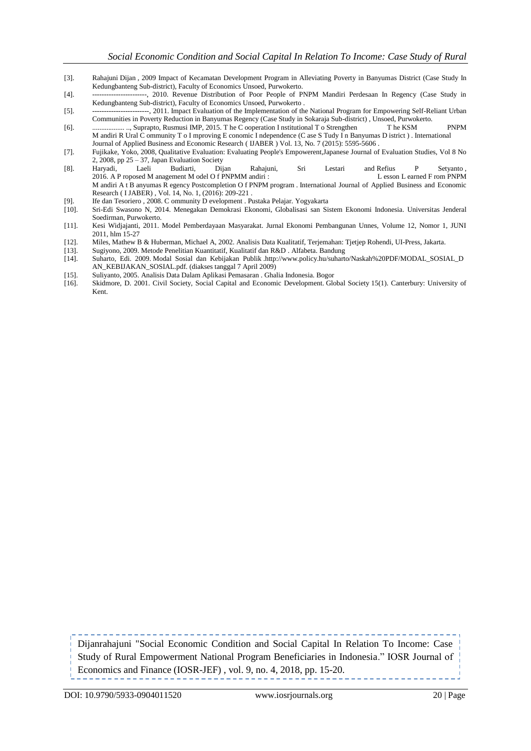[3]. Rahajuni Dijan , 2009 Impact of Kecamatan Development Program in Alleviating Poverty in Banyumas District (Case Study In Kedungbanteng Sub-district), Faculty of Economics Unsoed, Purwokerto.

[4]. ----------------------, 2010. Revenue Distribution of Poor People of PNPM Mandiri Perdesaan In Regency (Case Study in Kedungbanteng Sub-district), Faculty of Economics Unsoed, Purwokerto .

[5]. ------------------------, 2011. Impact Evaluation of the Implementation of the National Program for Empowering Self-Reliant Urban Communities in Poverty Reduction in Banyumas Regency (Case Study in Sokaraja Sub-district) , Unsoed, Purwokerto.

[6]. .................. .., Suprapto, Rusmusi IMP, 2015. T he C ooperation I nstitutional T o Strengthen T he KSM PNPM M andiri R Ural C ommunity T o I mproving E conomic I ndependence (C ase S Tudy I n Banyumas D istrict ) . International Journal of Applied Business and Economic Research ( IJABER ) Vol. 13, No. 7 (2015): 5595-5606 .

[7]. Fujikake, Yoko, 2008, Qualitative Evaluation: Evaluating People's Empowerent,Japanese Journal of Evaluation Studies, Vol 8 No 2, 2008, pp 25 – 37, Japan Evaluation Society

[8]. Haryadi, Laeli Budiarti, Dijan Rahajuni, Sri Lestari and Refius P Setyanto , 2016. A P roposed M anagement M odel O f PNPMM andiri : L esson L earned F rom PNPM M andiri A t B anyumas R egency Postcompletion O f PNPM program . International Journal of Applied Business and Economic Research ( I JABER) , Vol. 14, No. 1, (2016): 209-221 .

[9]. Ife dan Tesoriero , 2008. C ommunity D evelopment . Pustaka Pelajar. Yogyakarta

[10]. Sri-Edi Swasono N, 2014. Menegakan Demokrasi Ekonomi, Globalisasi san Sistem Ekonomi Indonesia. Universitas Jenderal Soedirman, Purwokerto.

[11]. Kesi Widjajanti, 2011. Model Pemberdayaan Masyarakat. Jurnal Ekonomi Pembangunan Unnes, Volume 12, Nomor 1, JUNI 2011, hlm 15-27

[12]. Miles, Mathew B & Huberman, Michael A, 2002. Analisis Data Kualitatif, Terjemahan: Tjetjep Rohendi, UI-Press, Jakarta.

[13]. Sugiyono, 2009. Metode Penelitian Kuantitatif, Kualitatif dan R&D . Alfabeta. Bandung

[14]. Suharto, Edi. 2009. Modal Sosial dan Kebijakan Publik .http://www.policy.hu/suharto/Naskah%20PDF/MODAL_SOSIAL_DAN_KEBIJAKAN_SOSIAL.pdf. (diakses tanggal 7 April 2009)

[15]. Suliyanto, 2005. Analisis Data Dalam Aplikasi Pemasaran . Ghalia Indonesia. Bogor

[16]. Skidmore, D. 2001. Civil Society, Social Capital and Economic Development. Global Society 15(1). Canterbury: University of Kent.

Dijanrahajuni "Social Economic Condition and Social Capital In Relation To Income: Case Study of Rural Empowerment National Program Beneficiaries in Indonesia." IOSR Journal of Economics and Finance (IOSR-JEF) , vol. 9, no. 4, 2018, pp. 15-20.